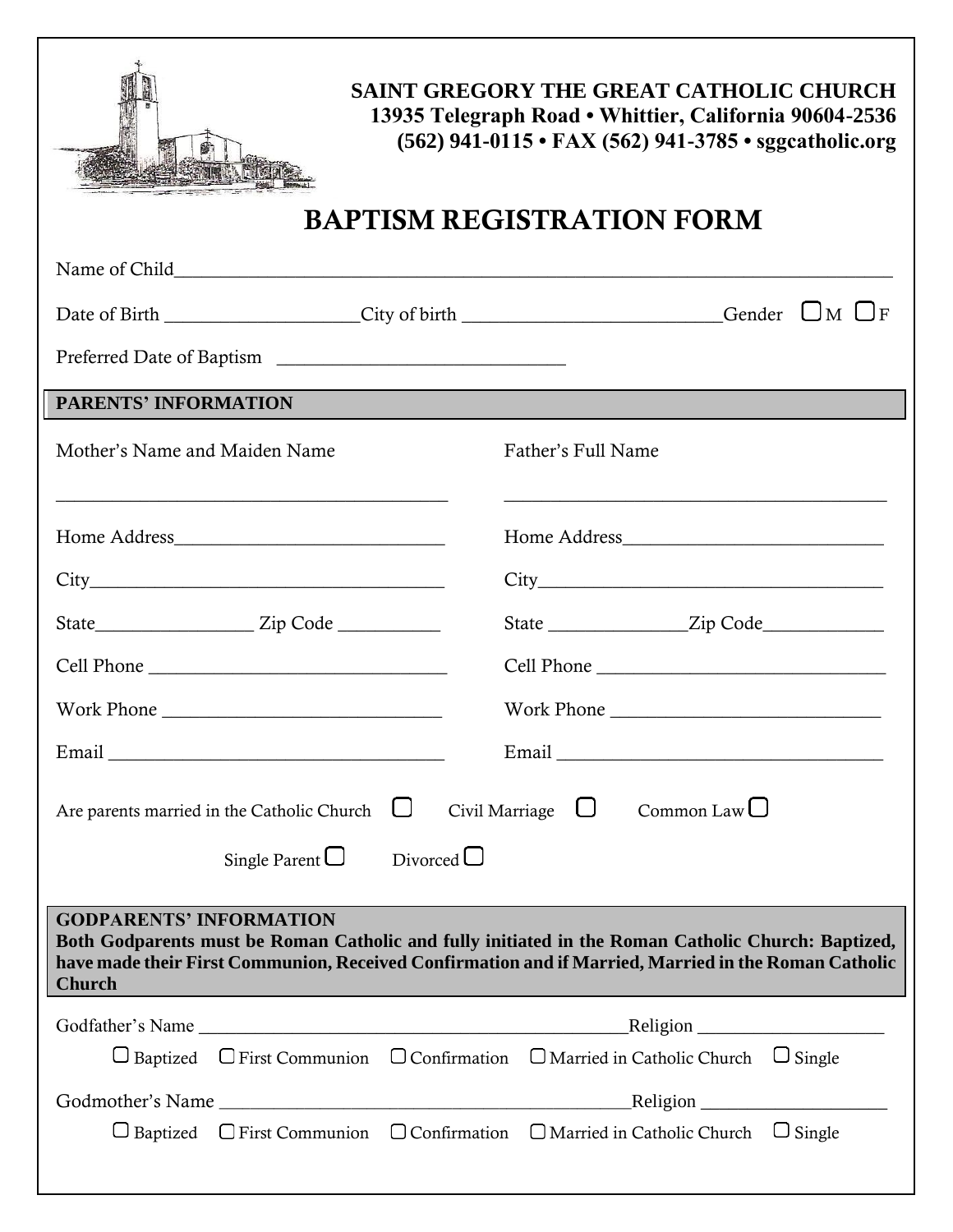**SAINT GREGORY THE GREAT CATHOLIC CHURCH**
**13935 Telegraph Road • Whittier, California 90604-2536**
**(562) 941-0115 • FAX (562) 941-3785 • sggcatholic.org**

# BAPTISM REGISTRATION FORM

Name of Child_______________________________________________________________

Date of Birth ____________________City of birth __________________________Gender ☐ M ☐ F

Preferred Date of Baptism _____________________________

## PARENTS' INFORMATION

| Mother's Name and Maiden Name | Father's Full Name |
|---|---|
| ________________________________________ | ________________________________________ |
| Home Address____________________________ | Home Address____________________________ |
| City____________________________________ | City____________________________________ |
| State________________ Zip Code __________ | State ______________Zip Code____________ |
| Cell Phone ______________________________ | Cell Phone ______________________________ |
| Work Phone _____________________________ | Work Phone _____________________________ |
| Email __________________________________ | Email __________________________________ |

Are parents married in the Catholic Church ☐ Civil Marriage ☐ Common Law ☐

Single Parent ☐ Divorced ☐

## GODPARENTS' INFORMATION

**Both Godparents must be Roman Catholic and fully initiated in the Roman Catholic Church: Baptized, have made their First Communion, Received Confirmation and if Married, Married in the Roman Catholic Church**

Godfather's Name ______________________________________________Religion ___________________

☐ Baptized ☐ First Communion ☐ Confirmation ☐ Married in Catholic Church ☐ Single

Godmother's Name _____________________________________________Religion ___________________

☐ Baptized ☐ First Communion ☐ Confirmation ☐ Married in Catholic Church ☐ Single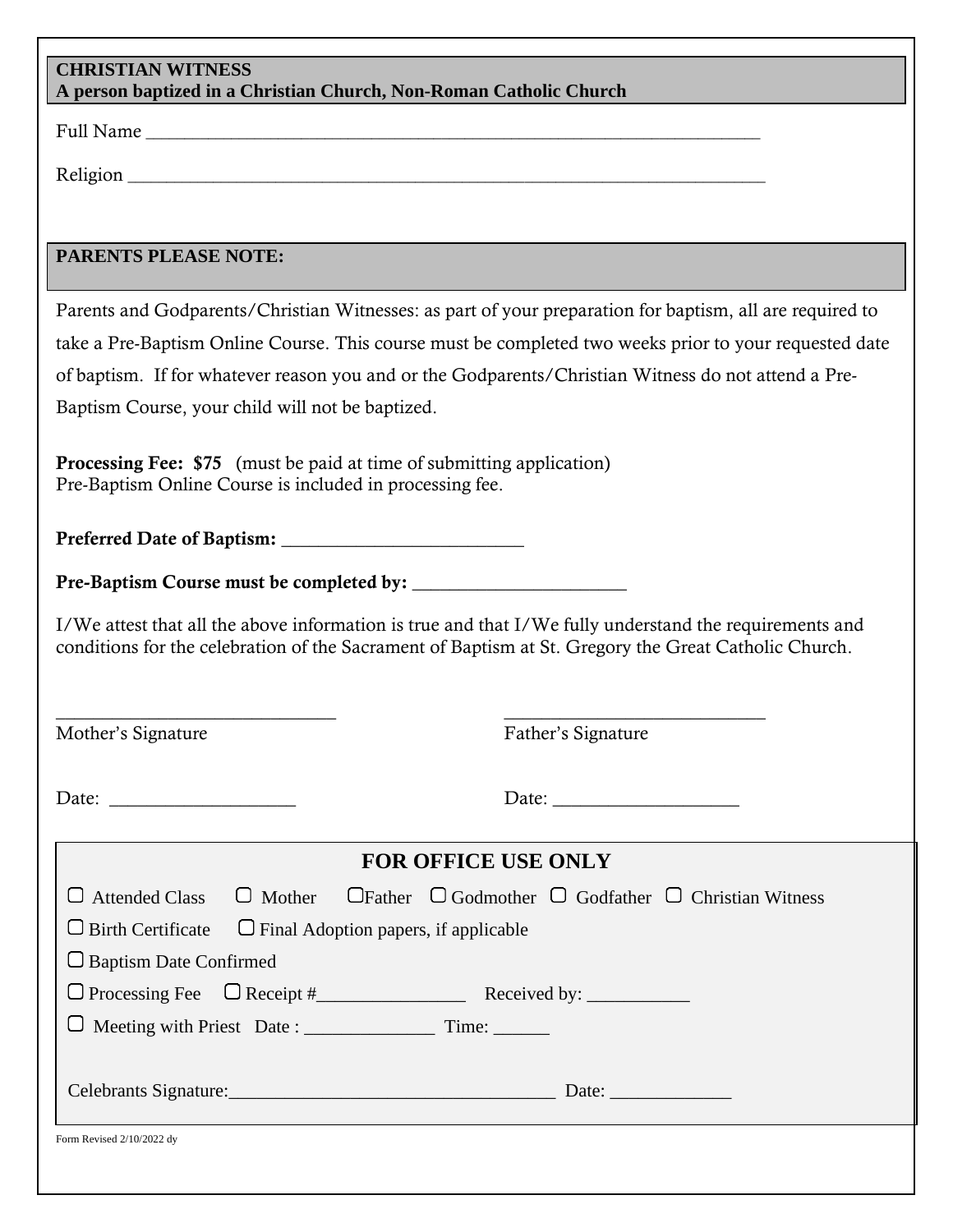## CHRISTIAN WITNESS
**A person baptized in a Christian Church, Non-Roman Catholic Church**

Full Name ___________________________________________________________________

Religion ____________________________________________________________________

## PARENTS PLEASE NOTE:

Parents and Godparents/Christian Witnesses: as part of your preparation for baptism, all are required to take a Pre-Baptism Online Course. This course must be completed two weeks prior to your requested date of baptism. If for whatever reason you and or the Godparents/Christian Witness do not attend a Pre-Baptism Course, your child will not be baptized.

**Processing Fee: $75** (must be paid at time of submitting application)
Pre-Baptism Online Course is included in processing fee.

**Preferred Date of Baptism:** _________________________

**Pre-Baptism Course must be completed by:** ______________________

I/We attest that all the above information is true and that I/We fully understand the requirements and conditions for the celebration of the Sacrament of Baptism at St. Gregory the Great Catholic Church.

_____________________________ Mother's Signature

_____________________________ Father's Signature

Date: ___________________

Date: ___________________

## FOR OFFICE USE ONLY

☐ Attended Class ☐ Mother ☐ Father ☐ Godmother ☐ Godfather ☐ Christian Witness

☐ Birth Certificate ☐ Final Adoption papers, if applicable

☐ Baptism Date Confirmed

☐ Processing Fee ☐ Receipt #________________ Received by: ___________

☐ Meeting with Priest Date : ______________ Time: ______

Celebrants Signature:__________________________________ Date: _____________

Form Revised 2/10/2022 dy